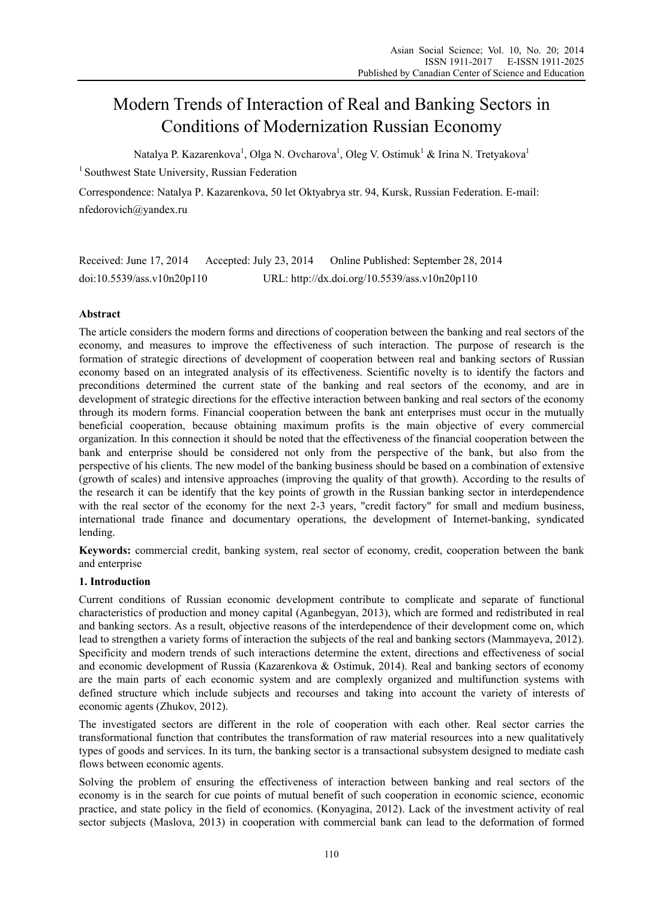# Modern Trends of Interaction of Real and Banking Sectors in Conditions of Modernization Russian Economy

Natalya P. Kazarenkova[1], Olga N. Ovcharova[1], Oleg V. Ostimuk[1] & Irina N. Tretyakova[1]

[1] Southwest State University, Russian Federation

Correspondence: Natalya P. Kazarenkova, 50 let Oktyabrya str. 94, Kursk, Russian Federation. E-mail: nfedorovich@yandex.ru

Received: June 17, 2014 Accepted: July 23, 2014 Online Published: September 28, 2014

doi:10.5539/ass.v10n20p110 URL: http://dx.doi.org/10.5539/ass.v10n20p110

## Abstract

The article considers the modern forms and directions of cooperation between the banking and real sectors of the economy, and measures to improve the effectiveness of such interaction. The purpose of research is the formation of strategic directions of development of cooperation between real and banking sectors of Russian economy based on an integrated analysis of its effectiveness. Scientific novelty is to identify the factors and preconditions determined the current state of the banking and real sectors of the economy, and are in development of strategic directions for the effective interaction between banking and real sectors of the economy through its modern forms. Financial cooperation between the bank ant enterprises must occur in the mutually beneficial cooperation, because obtaining maximum profits is the main objective of every commercial organization. In this connection it should be noted that the effectiveness of the financial cooperation between the bank and enterprise should be considered not only from the perspective of the bank, but also from the perspective of his clients. The new model of the banking business should be based on a combination of extensive (growth of scales) and intensive approaches (improving the quality of that growth). According to the results of the research it can be identify that the key points of growth in the Russian banking sector in interdependence with the real sector of the economy for the next 2-3 years, "credit factory" for small and medium business, international trade finance and documentary operations, the development of Internet-banking, syndicated lending.

**Keywords:** commercial credit, banking system, real sector of economy, credit, cooperation between the bank and enterprise

## 1. Introduction

Current conditions of Russian economic development contribute to complicate and separate of functional characteristics of production and money capital (Aganbegyan, 2013), which are formed and redistributed in real and banking sectors. As a result, objective reasons of the interdependence of their development come on, which lead to strengthen a variety forms of interaction the subjects of the real and banking sectors (Mammayeva, 2012). Specificity and modern trends of such interactions determine the extent, directions and effectiveness of social and economic development of Russia (Kazarenkova & Ostimuk, 2014). Real and banking sectors of economy are the main parts of each economic system and are complexly organized and multifunction systems with defined structure which include subjects and recourses and taking into account the variety of interests of economic agents (Zhukov, 2012).

The investigated sectors are different in the role of cooperation with each other. Real sector carries the transformational function that contributes the transformation of raw material resources into a new qualitatively types of goods and services. In its turn, the banking sector is a transactional subsystem designed to mediate cash flows between economic agents.

Solving the problem of ensuring the effectiveness of interaction between banking and real sectors of the economy is in the search for cue points of mutual benefit of such cooperation in economic science, economic practice, and state policy in the field of economics. (Konyagina, 2012). Lack of the investment activity of real sector subjects (Maslova, 2013) in cooperation with commercial bank can lead to the deformation of formed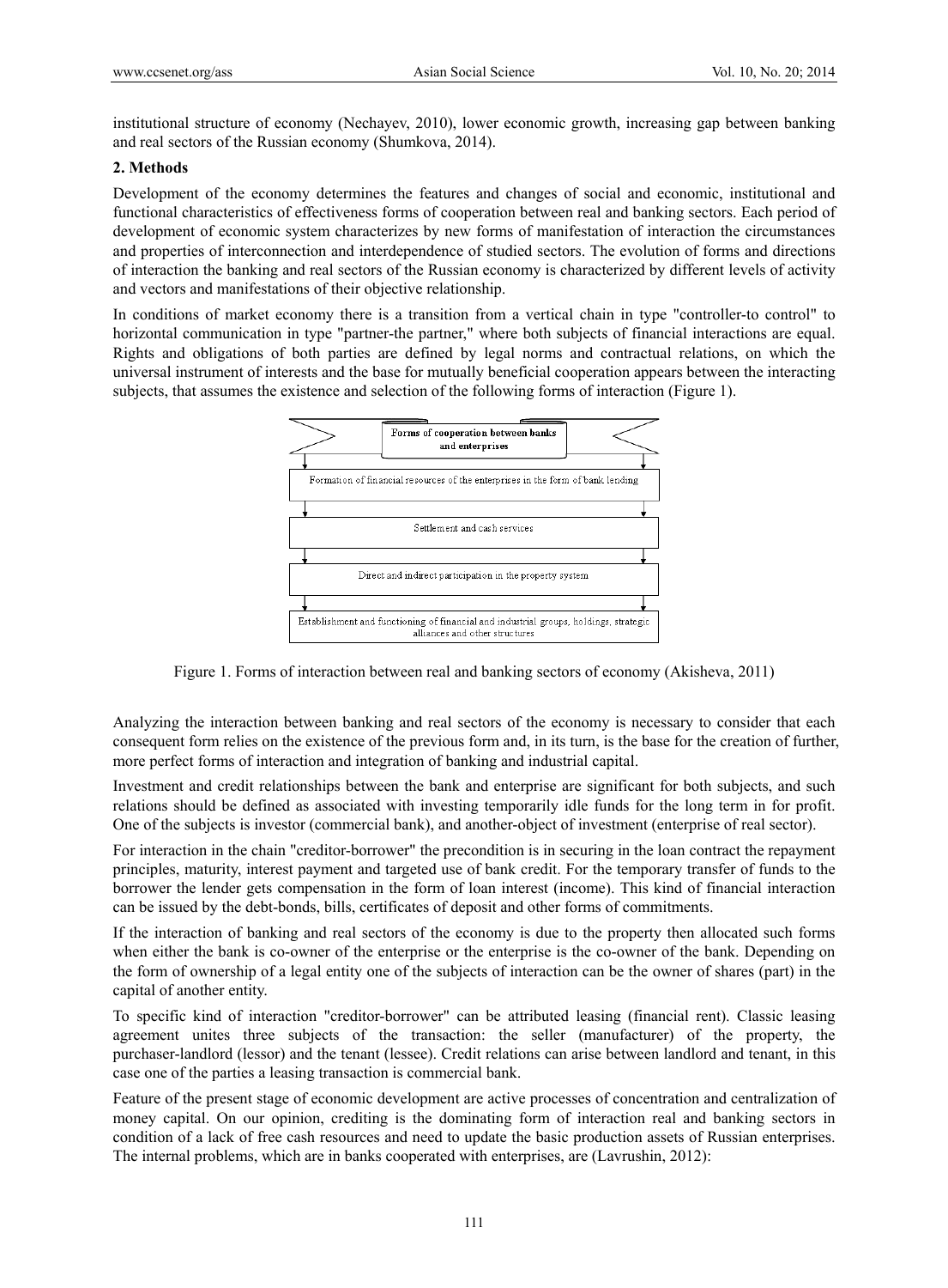institutional structure of economy (Nechayev, 2010), lower economic growth, increasing gap between banking and real sectors of the Russian economy (Shumkova, 2014).

## 2. Methods

Development of the economy determines the features and changes of social and economic, institutional and functional characteristics of effectiveness forms of cooperation between real and banking sectors. Each period of development of economic system characterizes by new forms of manifestation of interaction the circumstances and properties of interconnection and interdependence of studied sectors. The evolution of forms and directions of interaction the banking and real sectors of the Russian economy is characterized by different levels of activity and vectors and manifestations of their objective relationship.

In conditions of market economy there is a transition from a vertical chain in type "controller-to control" to horizontal communication in type "partner-the partner," where both subjects of financial interactions are equal. Rights and obligations of both parties are defined by legal norms and contractual relations, on which the universal instrument of interests and the base for mutually beneficial cooperation appears between the interacting subjects, that assumes the existence and selection of the following forms of interaction (Figure 1).

Forms of cooperation between banks and enterprises

Formation of financial resources of the enterprises in the form of bank lending

Settlement and cash services

Direct and indirect participation in the property system

Establishment and functioning of financial and industrial groups, holdings, strategic alliances and other structures

Figure 1. Forms of interaction between real and banking sectors of economy (Akisheva, 2011)

Analyzing the interaction between banking and real sectors of the economy is necessary to consider that each consequent form relies on the existence of the previous form and, in its turn, is the base for the creation of further, more perfect forms of interaction and integration of banking and industrial capital.

Investment and credit relationships between the bank and enterprise are significant for both subjects, and such relations should be defined as associated with investing temporarily idle funds for the long term in for profit. One of the subjects is investor (commercial bank), and another-object of investment (enterprise of real sector).

For interaction in the chain "creditor-borrower" the precondition is in securing in the loan contract the repayment principles, maturity, interest payment and targeted use of bank credit. For the temporary transfer of funds to the borrower the lender gets compensation in the form of loan interest (income). This kind of financial interaction can be issued by the debt-bonds, bills, certificates of deposit and other forms of commitments.

If the interaction of banking and real sectors of the economy is due to the property then allocated such forms when either the bank is co-owner of the enterprise or the enterprise is the co-owner of the bank. Depending on the form of ownership of a legal entity one of the subjects of interaction can be the owner of shares (part) in the capital of another entity.

To specific kind of interaction "creditor-borrower" can be attributed leasing (financial rent). Classic leasing agreement unites three subjects of the transaction: the seller (manufacturer) of the property, the purchaser-landlord (lessor) and the tenant (lessee). Credit relations can arise between landlord and tenant, in this case one of the parties a leasing transaction is commercial bank.

Feature of the present stage of economic development are active processes of concentration and centralization of money capital. On our opinion, crediting is the dominating form of interaction real and banking sectors in condition of a lack of free cash resources and need to update the basic production assets of Russian enterprises. The internal problems, which are in banks cooperated with enterprises, are (Lavrushin, 2012):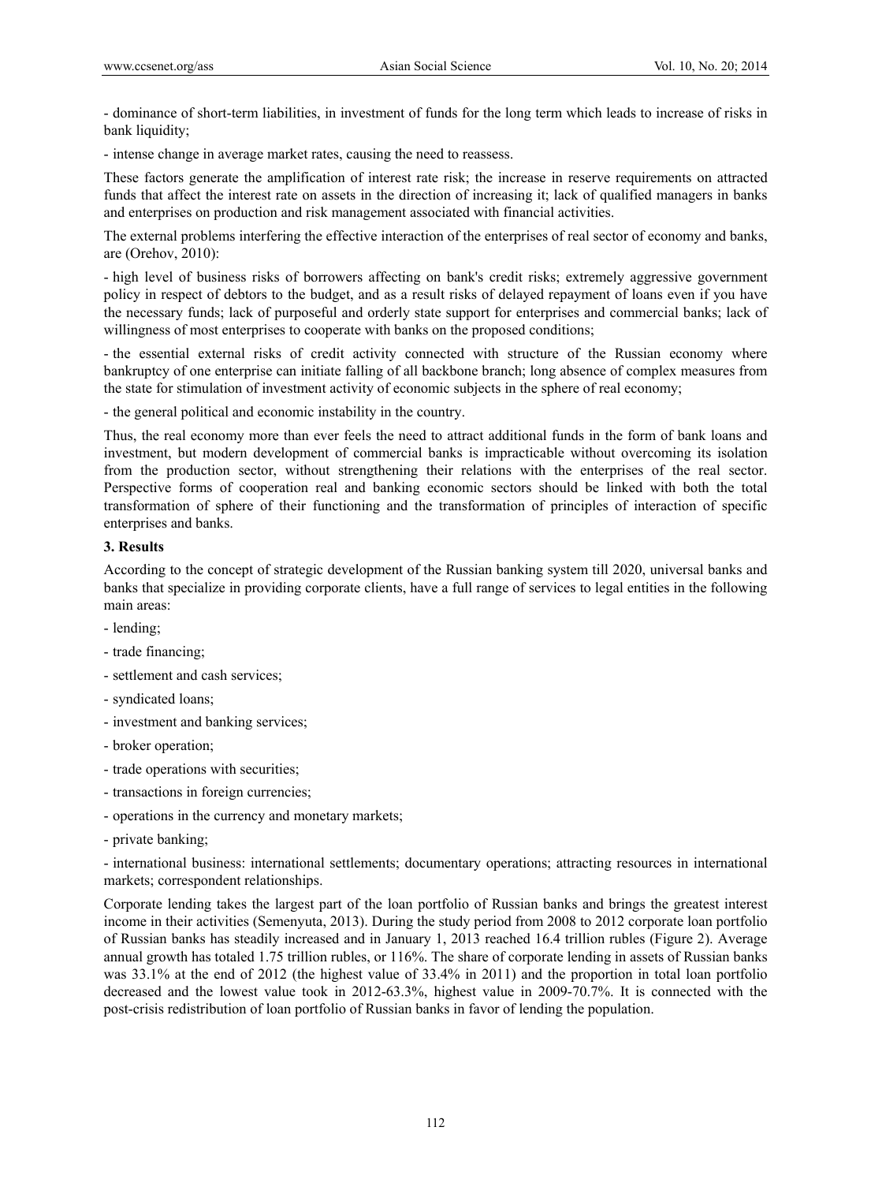- dominance of short-term liabilities, in investment of funds for the long term which leads to increase of risks in bank liquidity;

- intense change in average market rates, causing the need to reassess.

These factors generate the amplification of interest rate risk; the increase in reserve requirements on attracted funds that affect the interest rate on assets in the direction of increasing it; lack of qualified managers in banks and enterprises on production and risk management associated with financial activities.

The external problems interfering the effective interaction of the enterprises of real sector of economy and banks, are (Orehov, 2010):

- high level of business risks of borrowers affecting on bank's credit risks; extremely aggressive government policy in respect of debtors to the budget, and as a result risks of delayed repayment of loans even if you have the necessary funds; lack of purposeful and orderly state support for enterprises and commercial banks; lack of willingness of most enterprises to cooperate with banks on the proposed conditions;

- the essential external risks of credit activity connected with structure of the Russian economy where bankruptcy of one enterprise can initiate falling of all backbone branch; long absence of complex measures from the state for stimulation of investment activity of economic subjects in the sphere of real economy;

- the general political and economic instability in the country.

Thus, the real economy more than ever feels the need to attract additional funds in the form of bank loans and investment, but modern development of commercial banks is impracticable without overcoming its isolation from the production sector, without strengthening their relations with the enterprises of the real sector. Perspective forms of cooperation real and banking economic sectors should be linked with both the total transformation of sphere of their functioning and the transformation of principles of interaction of specific enterprises and banks.

### 3. Results

According to the concept of strategic development of the Russian banking system till 2020, universal banks and banks that specialize in providing corporate clients, have a full range of services to legal entities in the following main areas:

- lending;
- trade financing;
- settlement and cash services;
- syndicated loans;
- investment and banking services;
- broker operation;
- trade operations with securities;
- transactions in foreign currencies;
- operations in the currency and monetary markets;
- private banking;
- international business: international settlements; documentary operations; attracting resources in international markets; correspondent relationships.

Corporate lending takes the largest part of the loan portfolio of Russian banks and brings the greatest interest income in their activities (Semenyuta, 2013). During the study period from 2008 to 2012 corporate loan portfolio of Russian banks has steadily increased and in January 1, 2013 reached 16.4 trillion rubles (Figure 2). Average annual growth has totaled 1.75 trillion rubles, or 116%. The share of corporate lending in assets of Russian banks was 33.1% at the end of 2012 (the highest value of 33.4% in 2011) and the proportion in total loan portfolio decreased and the lowest value took in 2012-63.3%, highest value in 2009-70.7%. It is connected with the post-crisis redistribution of loan portfolio of Russian banks in favor of lending the population.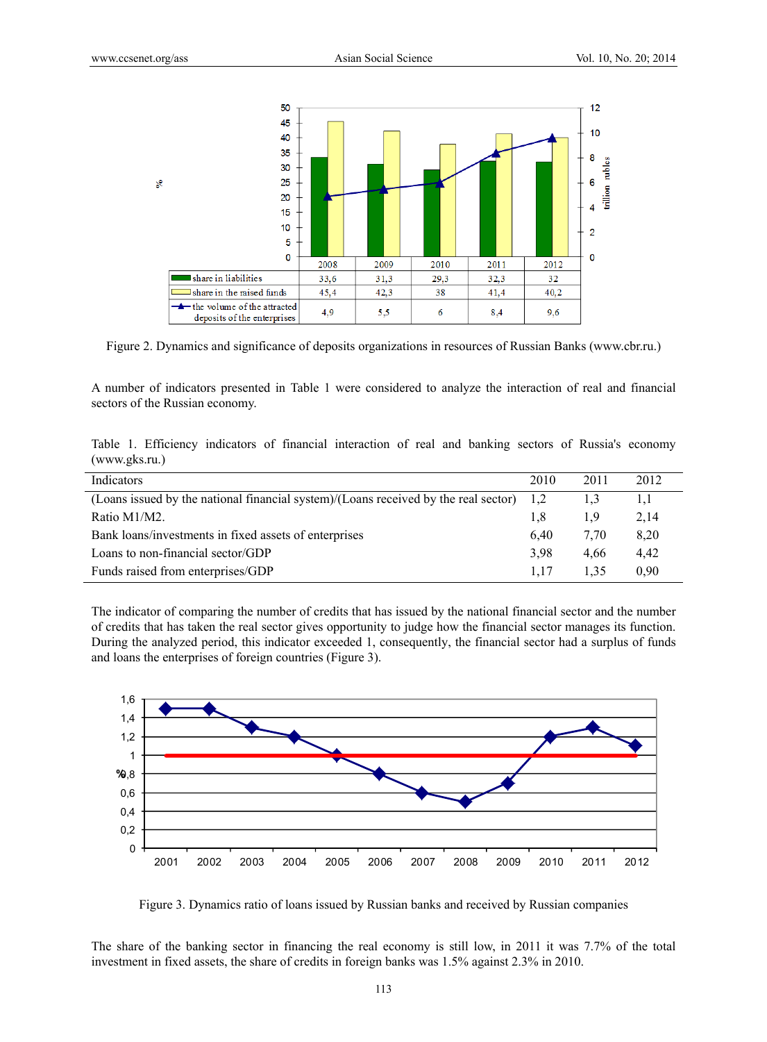| | 2008 | 2009 | 2010 | 2011 | 2012 |
|---|---|---|---|---|---|
| share in liabilities | 33,6 | 31,3 | 29,3 | 32,3 | 32 |
| share in the raised funds | 45,4 | 42,3 | 38 | 41,4 | 40,2 |
| the volume of the attracted deposits of the enterprises | 4,9 | 5,5 | 6 | 8,4 | 9,6 |

Figure 2. Dynamics and significance of deposits organizations in resources of Russian Banks (www.cbr.ru.)

A number of indicators presented in Table 1 were considered to analyze the interaction of real and financial sectors of the Russian economy.

Table 1. Efficiency indicators of financial interaction of real and banking sectors of Russia's economy (www.gks.ru.)

| Indicators | 2010 | 2011 | 2012 |
|---|---|---|---|
| (Loans issued by the national financial system)/(Loans received by the real sector) | 1,2 | 1,3 | 1,1 |
| Ratio M1/M2. | 1,8 | 1,9 | 2,14 |
| Bank loans/investments in fixed assets of enterprises | 6,40 | 7,70 | 8,20 |
| Loans to non-financial sector/GDP | 3,98 | 4,66 | 4,42 |
| Funds raised from enterprises/GDP | 1,17 | 1,35 | 0,90 |

The indicator of comparing the number of credits that has issued by the national financial sector and the number of credits that has taken the real sector gives opportunity to judge how the financial sector manages its function. During the analyzed period, this indicator exceeded 1, consequently, the financial sector had a surplus of funds and loans the enterprises of foreign countries (Figure 3).

Figure 3. Dynamics ratio of loans issued by Russian banks and received by Russian companies

The share of the banking sector in financing the real economy is still low, in 2011 it was 7.7% of the total investment in fixed assets, the share of credits in foreign banks was 1.5% against 2.3% in 2010.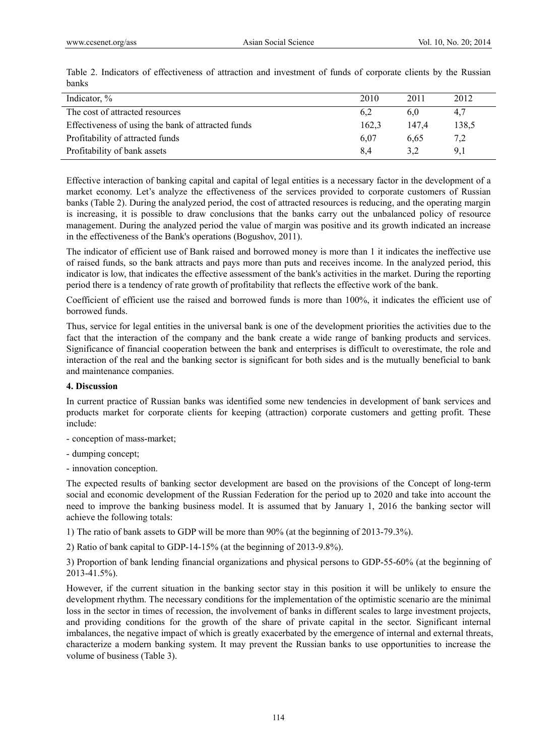Table 2. Indicators of effectiveness of attraction and investment of funds of corporate clients by the Russian banks

| Indicator, % | 2010 | 2011 | 2012 |
|---|---|---|---|
| The cost of attracted resources | 6,2 | 6,0 | 4,7 |
| Effectiveness of using the bank of attracted funds | 162,3 | 147,4 | 138,5 |
| Profitability of attracted funds | 6,07 | 6,65 | 7,2 |
| Profitability of bank assets | 8,4 | 3,2 | 9,1 |

Effective interaction of banking capital and capital of legal entities is a necessary factor in the development of a market economy. Let's analyze the effectiveness of the services provided to corporate customers of Russian banks (Table 2). During the analyzed period, the cost of attracted resources is reducing, and the operating margin is increasing, it is possible to draw conclusions that the banks carry out the unbalanced policy of resource management. During the analyzed period the value of margin was positive and its growth indicated an increase in the effectiveness of the Bank's operations (Bogushov, 2011).

The indicator of efficient use of Bank raised and borrowed money is more than 1 it indicates the ineffective use of raised funds, so the bank attracts and pays more than puts and receives income. In the analyzed period, this indicator is low, that indicates the effective assessment of the bank's activities in the market. During the reporting period there is a tendency of rate growth of profitability that reflects the effective work of the bank.

Coefficient of efficient use the raised and borrowed funds is more than 100%, it indicates the efficient use of borrowed funds.

Thus, service for legal entities in the universal bank is one of the development priorities the activities due to the fact that the interaction of the company and the bank create a wide range of banking products and services. Significance of financial cooperation between the bank and enterprises is difficult to overestimate, the role and interaction of the real and the banking sector is significant for both sides and is the mutually beneficial to bank and maintenance companies.

## 4. Discussion

In current practice of Russian banks was identified some new tendencies in development of bank services and products market for corporate clients for keeping (attraction) corporate customers and getting profit. These include:

- conception of mass-market;
- dumping concept;
- innovation conception.

The expected results of banking sector development are based on the provisions of the Concept of long-term social and economic development of the Russian Federation for the period up to 2020 and take into account the need to improve the banking business model. It is assumed that by January 1, 2016 the banking sector will achieve the following totals:

1) The ratio of bank assets to GDP will be more than 90% (at the beginning of 2013-79.3%).

2) Ratio of bank capital to GDP-14-15% (at the beginning of 2013-9.8%).

3) Proportion of bank lending financial organizations and physical persons to GDP-55-60% (at the beginning of 2013-41.5%).

However, if the current situation in the banking sector stay in this position it will be unlikely to ensure the development rhythm. The necessary conditions for the implementation of the optimistic scenario are the minimal loss in the sector in times of recession, the involvement of banks in different scales to large investment projects, and providing conditions for the growth of the share of private capital in the sector. Significant internal imbalances, the negative impact of which is greatly exacerbated by the emergence of internal and external threats, characterize a modern banking system. It may prevent the Russian banks to use opportunities to increase the volume of business (Table 3).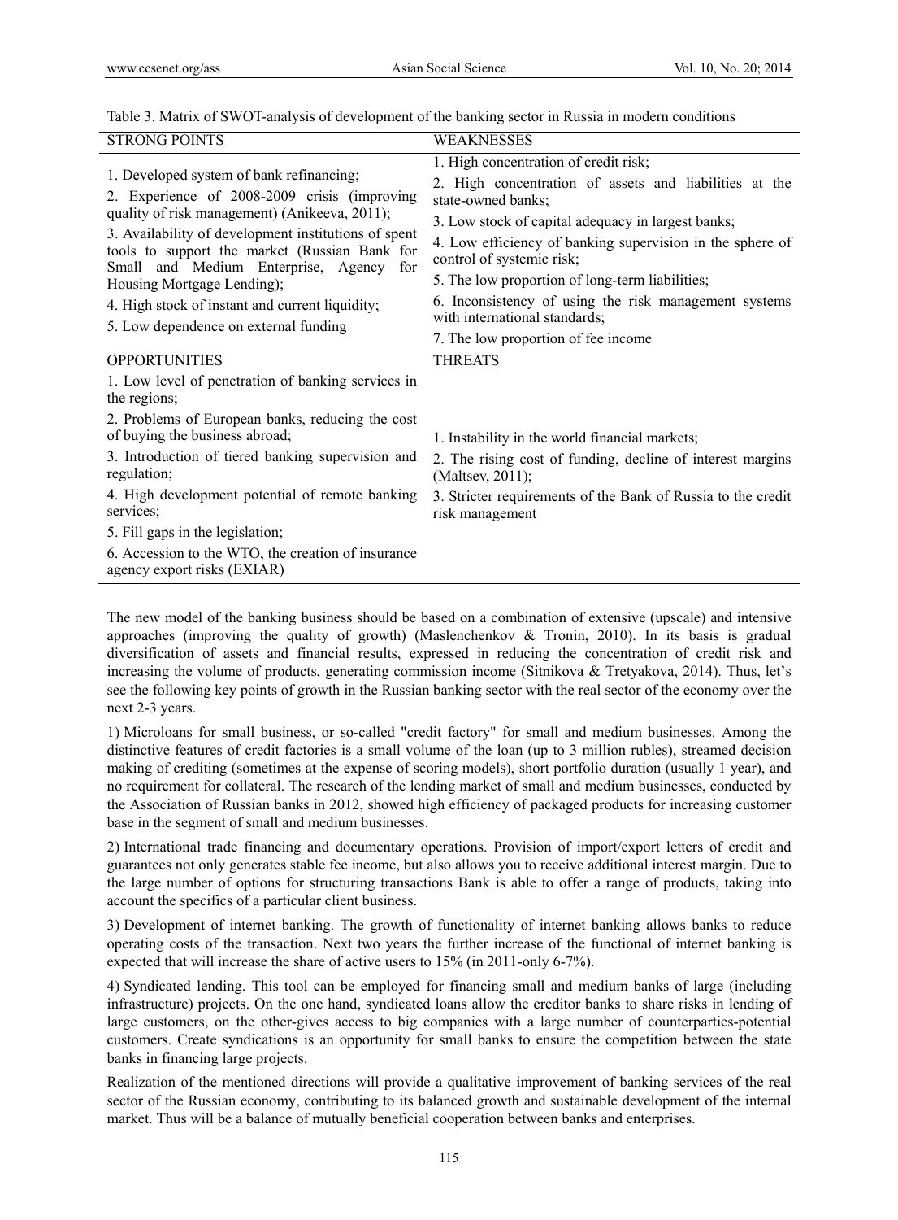Table 3. Matrix of SWOT-analysis of development of the banking sector in Russia in modern conditions

| STRONG POINTS | WEAKNESSES |
|---|---|
| 1. Developed system of bank refinancing;<br>2. Experience of 2008-2009 crisis (improving quality of risk management) (Anikeeva, 2011);<br>3. Availability of development institutions of spent tools to support the market (Russian Bank for Small and Medium Enterprise, Agency for Housing Mortgage Lending);<br>4. High stock of instant and current liquidity;<br>5. Low dependence on external funding | 1. High concentration of credit risk;<br>2. High concentration of assets and liabilities at the state-owned banks;<br>3. Low stock of capital adequacy in largest banks;<br>4. Low efficiency of banking supervision in the sphere of control of systemic risk;<br>5. The low proportion of long-term liabilities;<br>6. Inconsistency of using the risk management systems with international standards;<br>7. The low proportion of fee income |
| **OPPORTUNITIES** | **THREATS** |
| 1. Low level of penetration of banking services in the regions;<br>2. Problems of European banks, reducing the cost of buying the business abroad;<br>3. Introduction of tiered banking supervision and regulation;<br>4. High development potential of remote banking services;<br>5. Fill gaps in the legislation;<br>6. Accession to the WTO, the creation of insurance agency export risks (EXIAR) | 1. Instability in the world financial markets;<br>2. The rising cost of funding, decline of interest margins (Maltsev, 2011);<br>3. Stricter requirements of the Bank of Russia to the credit risk management |

The new model of the banking business should be based on a combination of extensive (upscale) and intensive approaches (improving the quality of growth) (Maslenchenkov & Tronin, 2010). In its basis is gradual diversification of assets and financial results, expressed in reducing the concentration of credit risk and increasing the volume of products, generating commission income (Sitnikova & Tretyakova, 2014). Thus, let's see the following key points of growth in the Russian banking sector with the real sector of the economy over the next 2-3 years.

1) Microloans for small business, or so-called "credit factory" for small and medium businesses. Among the distinctive features of credit factories is a small volume of the loan (up to 3 million rubles), streamed decision making of crediting (sometimes at the expense of scoring models), short portfolio duration (usually 1 year), and no requirement for collateral. The research of the lending market of small and medium businesses, conducted by the Association of Russian banks in 2012, showed high efficiency of packaged products for increasing customer base in the segment of small and medium businesses.

2) International trade financing and documentary operations. Provision of import/export letters of credit and guarantees not only generates stable fee income, but also allows you to receive additional interest margin. Due to the large number of options for structuring transactions Bank is able to offer a range of products, taking into account the specifics of a particular client business.

3) Development of internet banking. The growth of functionality of internet banking allows banks to reduce operating costs of the transaction. Next two years the further increase of the functional of internet banking is expected that will increase the share of active users to 15% (in 2011-only 6-7%).

4) Syndicated lending. This tool can be employed for financing small and medium banks of large (including infrastructure) projects. On the one hand, syndicated loans allow the creditor banks to share risks in lending of large customers, on the other-gives access to big companies with a large number of counterparties-potential customers. Create syndications is an opportunity for small banks to ensure the competition between the state banks in financing large projects.

Realization of the mentioned directions will provide a qualitative improvement of banking services of the real sector of the Russian economy, contributing to its balanced growth and sustainable development of the internal market. Thus will be a balance of mutually beneficial cooperation between banks and enterprises.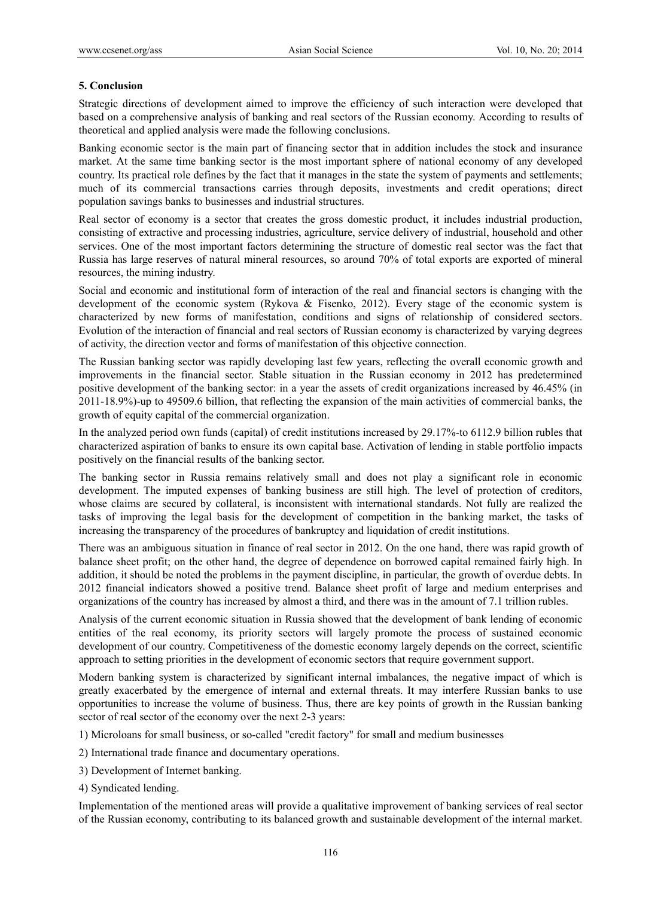## 5. Conclusion

Strategic directions of development aimed to improve the efficiency of such interaction were developed that based on a comprehensive analysis of banking and real sectors of the Russian economy. According to results of theoretical and applied analysis were made the following conclusions.

Banking economic sector is the main part of financing sector that in addition includes the stock and insurance market. At the same time banking sector is the most important sphere of national economy of any developed country. Its practical role defines by the fact that it manages in the state the system of payments and settlements; much of its commercial transactions carries through deposits, investments and credit operations; direct population savings banks to businesses and industrial structures.

Real sector of economy is a sector that creates the gross domestic product, it includes industrial production, consisting of extractive and processing industries, agriculture, service delivery of industrial, household and other services. One of the most important factors determining the structure of domestic real sector was the fact that Russia has large reserves of natural mineral resources, so around 70% of total exports are exported of mineral resources, the mining industry.

Social and economic and institutional form of interaction of the real and financial sectors is changing with the development of the economic system (Rykova & Fisenko, 2012). Every stage of the economic system is characterized by new forms of manifestation, conditions and signs of relationship of considered sectors. Evolution of the interaction of financial and real sectors of Russian economy is characterized by varying degrees of activity, the direction vector and forms of manifestation of this objective connection.

The Russian banking sector was rapidly developing last few years, reflecting the overall economic growth and improvements in the financial sector. Stable situation in the Russian economy in 2012 has predetermined positive development of the banking sector: in a year the assets of credit organizations increased by 46.45% (in 2011-18.9%)-up to 49509.6 billion, that reflecting the expansion of the main activities of commercial banks, the growth of equity capital of the commercial organization.

In the analyzed period own funds (capital) of credit institutions increased by 29.17%-to 6112.9 billion rubles that characterized aspiration of banks to ensure its own capital base. Activation of lending in stable portfolio impacts positively on the financial results of the banking sector.

The banking sector in Russia remains relatively small and does not play a significant role in economic development. The imputed expenses of banking business are still high. The level of protection of creditors, whose claims are secured by collateral, is inconsistent with international standards. Not fully are realized the tasks of improving the legal basis for the development of competition in the banking market, the tasks of increasing the transparency of the procedures of bankruptcy and liquidation of credit institutions.

There was an ambiguous situation in finance of real sector in 2012. On the one hand, there was rapid growth of balance sheet profit; on the other hand, the degree of dependence on borrowed capital remained fairly high. In addition, it should be noted the problems in the payment discipline, in particular, the growth of overdue debts. In 2012 financial indicators showed a positive trend. Balance sheet profit of large and medium enterprises and organizations of the country has increased by almost a third, and there was in the amount of 7.1 trillion rubles.

Analysis of the current economic situation in Russia showed that the development of bank lending of economic entities of the real economy, its priority sectors will largely promote the process of sustained economic development of our country. Competitiveness of the domestic economy largely depends on the correct, scientific approach to setting priorities in the development of economic sectors that require government support.

Modern banking system is characterized by significant internal imbalances, the negative impact of which is greatly exacerbated by the emergence of internal and external threats. It may interfere Russian banks to use opportunities to increase the volume of business. Thus, there are key points of growth in the Russian banking sector of real sector of the economy over the next 2-3 years:

1) Microloans for small business, or so-called "credit factory" for small and medium businesses

2) International trade finance and documentary operations.

3) Development of Internet banking.

4) Syndicated lending.

Implementation of the mentioned areas will provide a qualitative improvement of banking services of real sector of the Russian economy, contributing to its balanced growth and sustainable development of the internal market.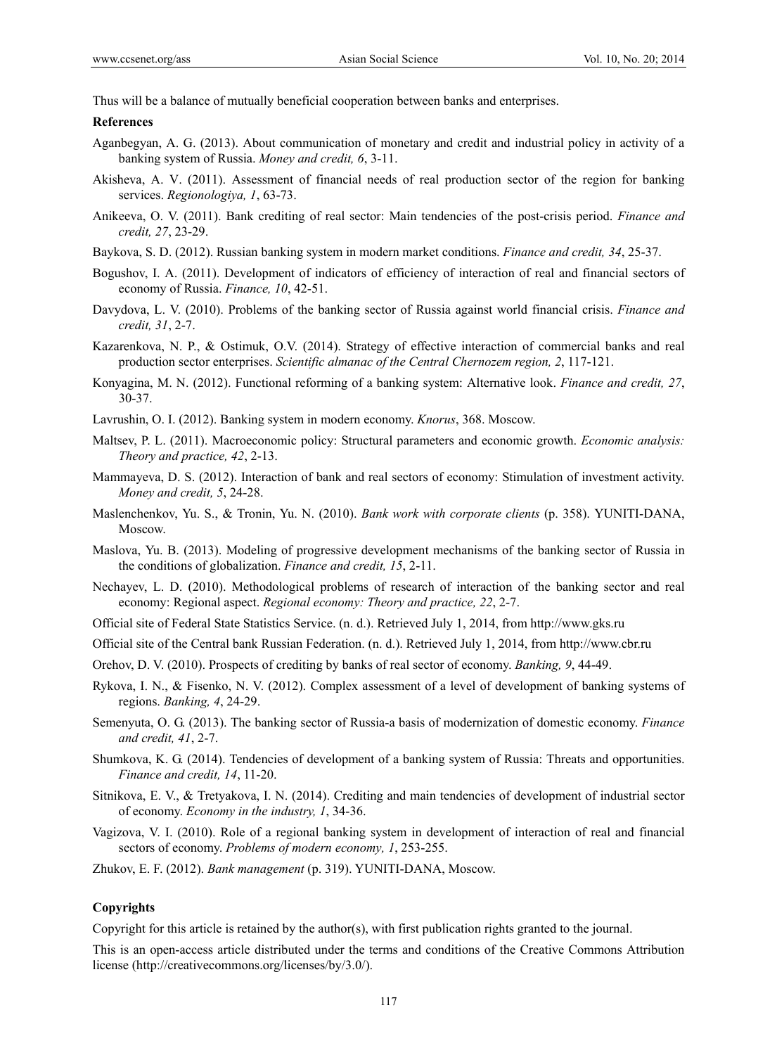Thus will be a balance of mutually beneficial cooperation between banks and enterprises.

## References

Aganbegyan, A. G. (2013). About communication of monetary and credit and industrial policy in activity of a banking system of Russia. *Money and credit, 6*, 3-11.

Akisheva, A. V. (2011). Assessment of financial needs of real production sector of the region for banking services. *Regionologiya, 1*, 63-73.

Anikeeva, O. V. (2011). Bank crediting of real sector: Main tendencies of the post-crisis period. *Finance and credit, 27*, 23-29.

Baykova, S. D. (2012). Russian banking system in modern market conditions. *Finance and credit, 34*, 25-37.

Bogushov, I. A. (2011). Development of indicators of efficiency of interaction of real and financial sectors of economy of Russia. *Finance, 10*, 42-51.

Davydova, L. V. (2010). Problems of the banking sector of Russia against world financial crisis. *Finance and credit, 31*, 2-7.

Kazarenkova, N. P., & Ostimuk, O.V. (2014). Strategy of effective interaction of commercial banks and real production sector enterprises. *Scientific almanac of the Central Chernozem region, 2*, 117-121.

Konyagina, M. N. (2012). Functional reforming of a banking system: Alternative look. *Finance and credit, 27*, 30-37.

Lavrushin, O. I. (2012). Banking system in modern economy. *Knorus*, 368. Moscow.

Maltsev, P. L. (2011). Macroeconomic policy: Structural parameters and economic growth. *Economic analysis: Theory and practice, 42*, 2-13.

Mammayeva, D. S. (2012). Interaction of bank and real sectors of economy: Stimulation of investment activity. *Money and credit, 5*, 24-28.

Maslenchenkov, Yu. S., & Tronin, Yu. N. (2010). *Bank work with corporate clients* (p. 358). YUNITI-DANA, Moscow.

Maslova, Yu. B. (2013). Modeling of progressive development mechanisms of the banking sector of Russia in the conditions of globalization. *Finance and credit, 15*, 2-11.

Nechayev, L. D. (2010). Methodological problems of research of interaction of the banking sector and real economy: Regional aspect. *Regional economy: Theory and practice, 22*, 2-7.

Official site of Federal State Statistics Service. (n. d.). Retrieved July 1, 2014, from http://www.gks.ru

Official site of the Central bank Russian Federation. (n. d.). Retrieved July 1, 2014, from http://www.cbr.ru

Orehov, D. V. (2010). Prospects of crediting by banks of real sector of economy. *Banking, 9*, 44-49.

Rykova, I. N., & Fisenko, N. V. (2012). Complex assessment of a level of development of banking systems of regions. *Banking, 4*, 24-29.

Semenyuta, O. G. (2013). The banking sector of Russia-a basis of modernization of domestic economy. *Finance and credit, 41*, 2-7.

Shumkova, K. G. (2014). Tendencies of development of a banking system of Russia: Threats and opportunities. *Finance and credit, 14*, 11-20.

Sitnikova, E. V., & Tretyakova, I. N. (2014). Crediting and main tendencies of development of industrial sector of economy. *Economy in the industry, 1*, 34-36.

Vagizova, V. I. (2010). Role of a regional banking system in development of interaction of real and financial sectors of economy. *Problems of modern economy, 1*, 253-255.

Zhukov, E. F. (2012). *Bank management* (p. 319). YUNITI-DANA, Moscow.

### Copyrights

Copyright for this article is retained by the author(s), with first publication rights granted to the journal.

This is an open-access article distributed under the terms and conditions of the Creative Commons Attribution license (http://creativecommons.org/licenses/by/3.0/).